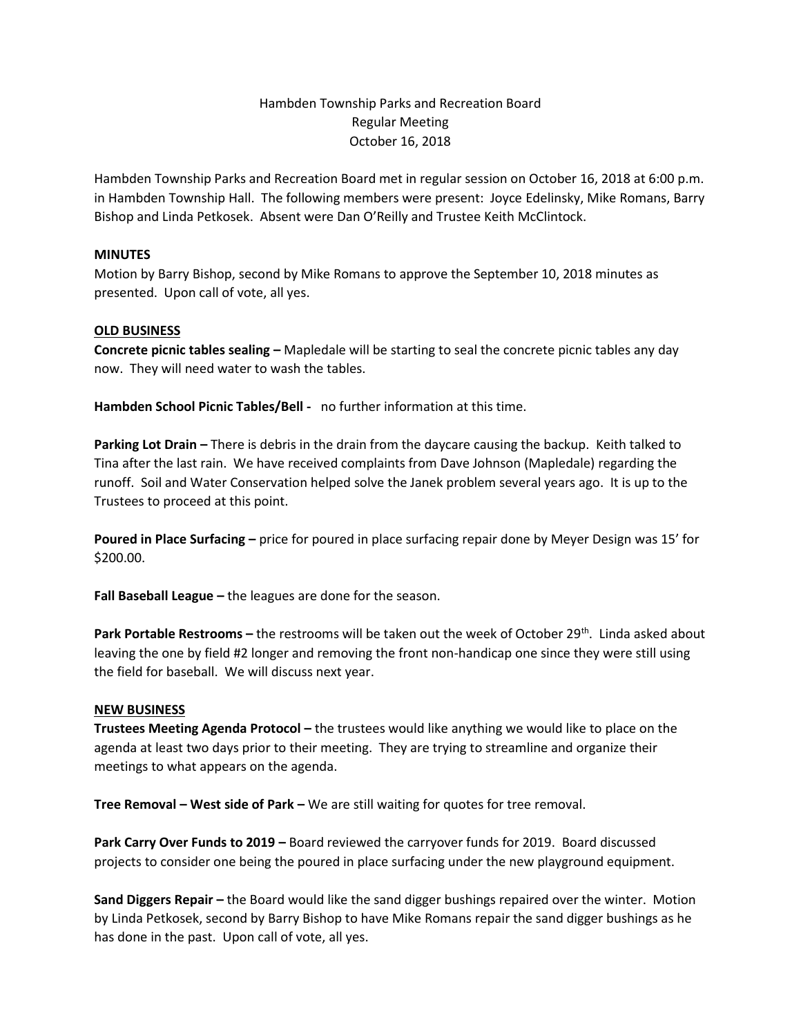# Hambden Township Parks and Recreation Board
## Regular Meeting
## October 16, 2018

Hambden Township Parks and Recreation Board met in regular session on October 16, 2018 at 6:00 p.m. in Hambden Township Hall. The following members were present: Joyce Edelinsky, Mike Romans, Barry Bishop and Linda Petkosek. Absent were Dan O'Reilly and Trustee Keith McClintock.

**MINUTES**

Motion by Barry Bishop, second by Mike Romans to approve the September 10, 2018 minutes as presented. Upon call of vote, all yes.

**OLD BUSINESS**

**Concrete picnic tables sealing –** Mapledale will be starting to seal the concrete picnic tables any day now. They will need water to wash the tables.

**Hambden School Picnic Tables/Bell -** no further information at this time.

**Parking Lot Drain –** There is debris in the drain from the daycare causing the backup. Keith talked to Tina after the last rain. We have received complaints from Dave Johnson (Mapledale) regarding the runoff. Soil and Water Conservation helped solve the Janek problem several years ago. It is up to the Trustees to proceed at this point.

**Poured in Place Surfacing –** price for poured in place surfacing repair done by Meyer Design was 15' for $200.00.

**Fall Baseball League –** the leagues are done for the season.

**Park Portable Restrooms –** the restrooms will be taken out the week of October 29th. Linda asked about leaving the one by field #2 longer and removing the front non-handicap one since they were still using the field for baseball. We will discuss next year.

**NEW BUSINESS**

**Trustees Meeting Agenda Protocol –** the trustees would like anything we would like to place on the agenda at least two days prior to their meeting. They are trying to streamline and organize their meetings to what appears on the agenda.

**Tree Removal – West side of Park –** We are still waiting for quotes for tree removal.

**Park Carry Over Funds to 2019 –** Board reviewed the carryover funds for 2019. Board discussed projects to consider one being the poured in place surfacing under the new playground equipment.

**Sand Diggers Repair –** the Board would like the sand digger bushings repaired over the winter. Motion by Linda Petkosek, second by Barry Bishop to have Mike Romans repair the sand digger bushings as he has done in the past. Upon call of vote, all yes.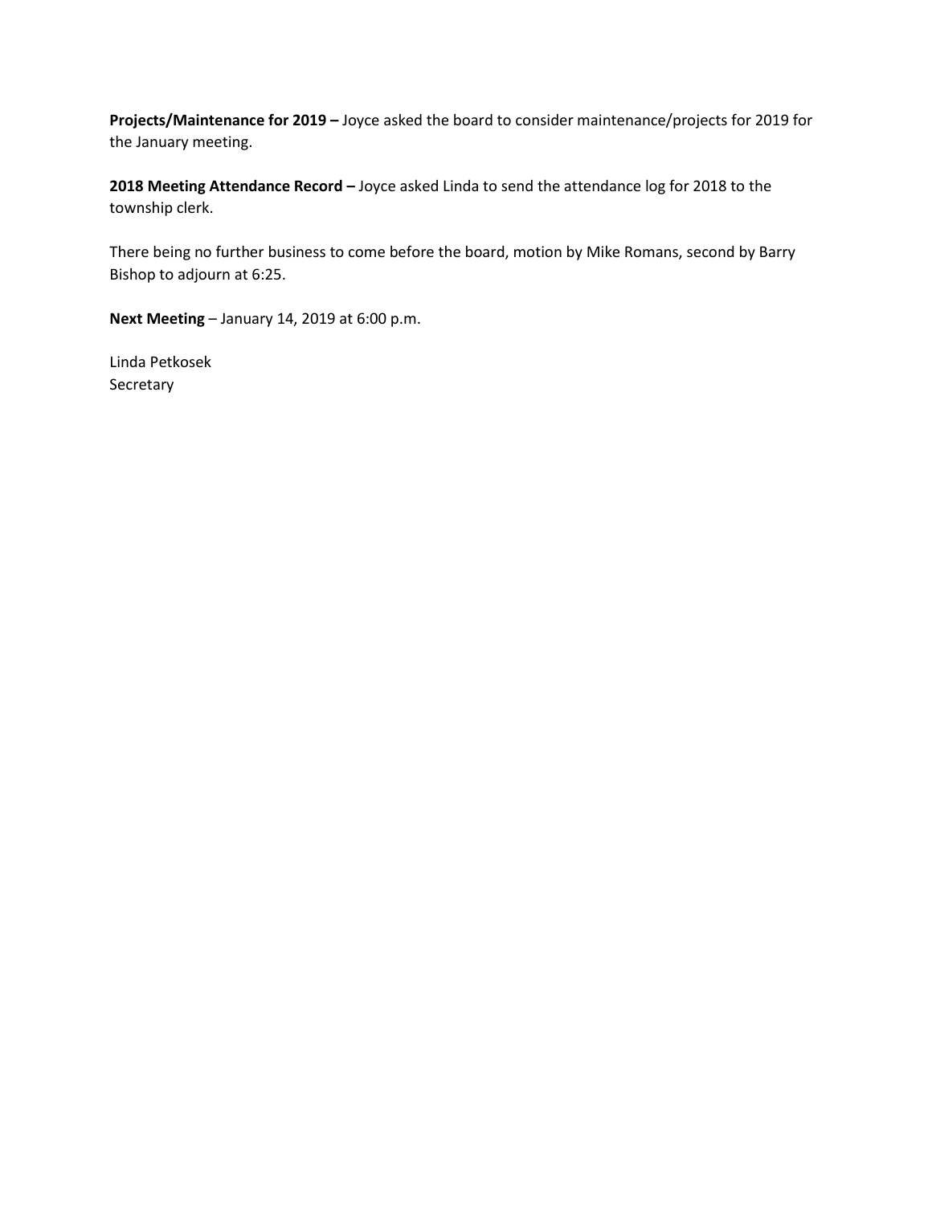**Projects/Maintenance for 2019 –** Joyce asked the board to consider maintenance/projects for 2019 for the January meeting.

**2018 Meeting Attendance Record –** Joyce asked Linda to send the attendance log for 2018 to the township clerk.

There being no further business to come before the board, motion by Mike Romans, second by Barry Bishop to adjourn at 6:25.

**Next Meeting** – January 14, 2019 at 6:00 p.m.

Linda Petkosek
Secretary